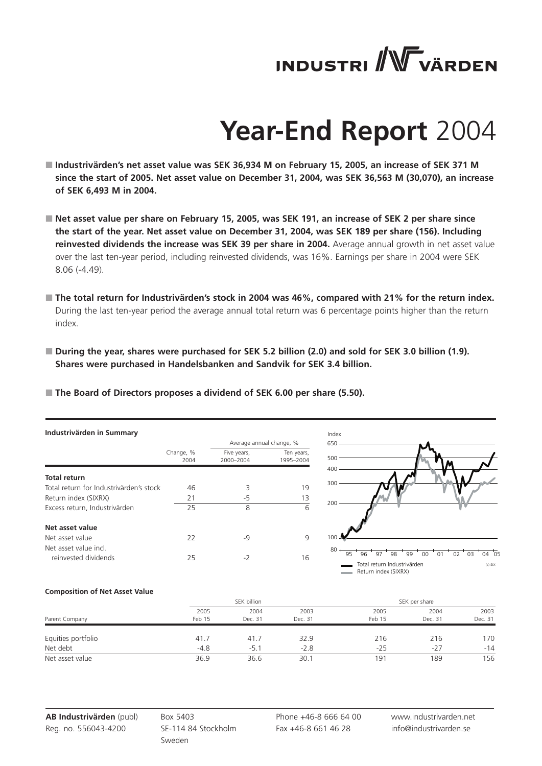# INDUSTRI VÄRDEN

# **Year-End Report** 2004

- **Industrivärden's net asset value was SEK 36,934 M on February 15, 2005, an increase of SEK 371 M since the start of 2005. Net asset value on December 31, 2004, was SEK 36,563 M (30,070), an increase of SEK 6,493 M in 2004.**

- **Net asset value per share on February 15, 2005, was SEK 191, an increase of SEK 2 per share since the start of the year. Net asset value on December 31, 2004, was SEK 189 per share (156). Including reinvested dividends the increase was SEK 39 per share in 2004.** Average annual growth in net asset value over the last ten-year period, including reinvested dividends, was 16%. Earnings per share in 2004 were SEK 8.06 (-4.49).

- **The total return for Industrivärden's stock in 2004 was 46%, compared with 21% for the return index.** During the last ten-year period the average annual total return was 6 percentage points higher than the return index.

- **During the year, shares were purchased for SEK 5.2 billion (2.0) and sold for SEK 3.0 billion (1.9). Shares were purchased in Handelsbanken and Sandvik for SEK 3.4 billion.**

- **The Board of Directors proposes a dividend of SEK 6.00 per share (5.50).**

**Industrivärden in Summary**

| | Change, % | Average annual change, % | |
|---|---|---|---|
| | 2004 | Five years, 2000–2004 | Ten years, 1995–2004 |
| **Total return** | | | |
| Total return for Industrivärden's stock | 46 | 3 | 19 |
| Return index (SIXRX) | 21 | -5 | 13 |
| Excess return, Industrivärden | 25 | 8 | 6 |
| **Net asset value** | | | |
| Net asset value | 22 | -9 | 9 |
| Net asset value incl. reinvested dividends | 25 | -2 | 16 |

Total return Industrivärden
Return index (SIXRX)
(c) SIX

**Composition of Net Asset Value**

| | SEK billion | | | SEK per share | | |
|---|---|---|---|---|---|---|
| Parent Company | 2005 Feb 15 | 2004 Dec. 31 | 2003 Dec. 31 | 2005 Feb 15 | 2004 Dec. 31 | 2003 Dec. 31 |
| Equities portfolio | 41.7 | 41.7 | 32.9 | 216 | 216 | 170 |
| Net debt | -4.8 | -5.1 | -2.8 | -25 | -27 | -14 |
| Net asset value | 36.9 | 36.6 | 30.1 | 191 | 189 | 156 |

**AB Industrivärden** (publ)
Reg. no. 556043-4200

Box 5403
SE-114 84 Stockholm
Sweden

Phone +46-8 666 64 00
Fax +46-8 661 46 28

www.industrivarden.net
info@industrivarden.se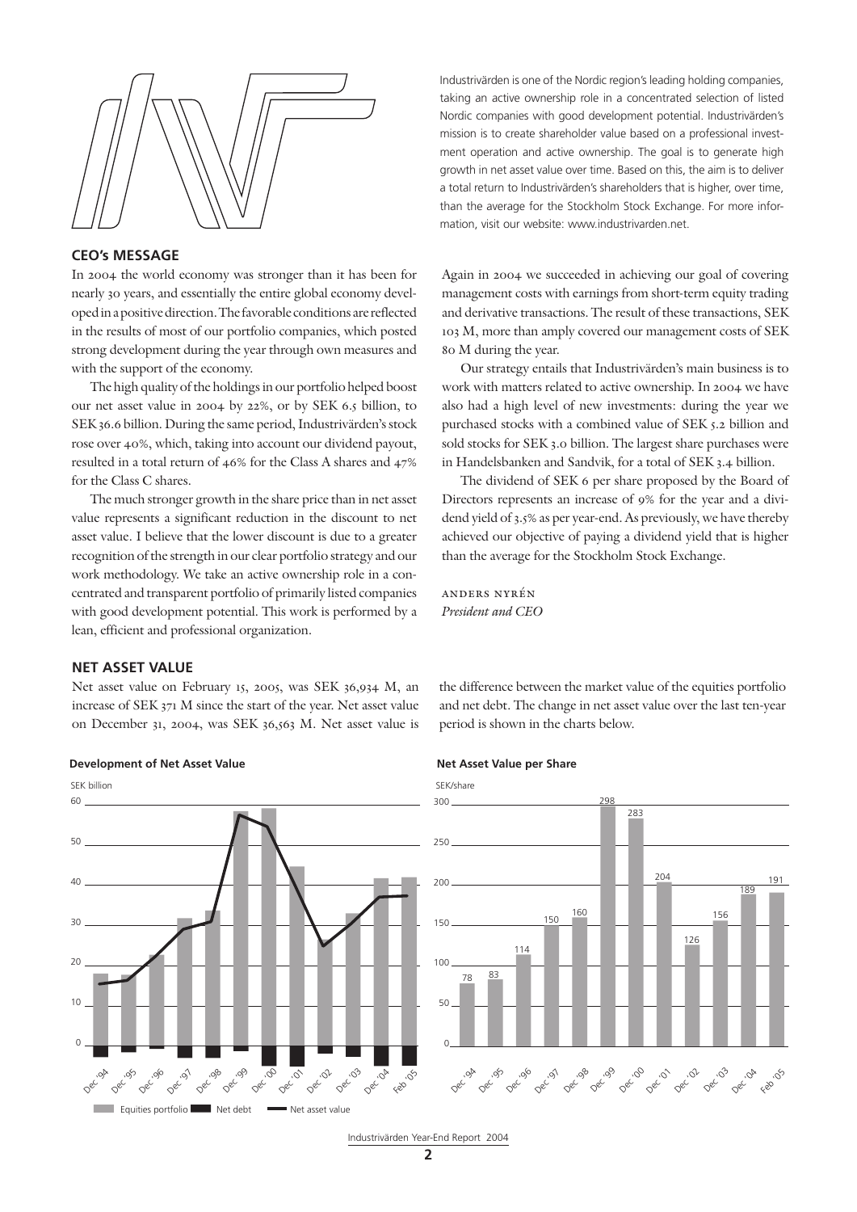Industrivärden is one of the Nordic region's leading holding companies, taking an active ownership role in a concentrated selection of listed Nordic companies with good development potential. Industrivärden's mission is to create shareholder value based on a professional investment operation and active ownership. The goal is to generate high growth in net asset value over time. Based on this, the aim is to deliver a total return to Industrivärden's shareholders that is higher, over time, than the average for the Stockholm Stock Exchange. For more information, visit our website: www.industrivarden.net.

## CEO's MESSAGE

In 2004 the world economy was stronger than it has been for nearly 30 years, and essentially the entire global economy developed in a positive direction. The favorable conditions are reflected in the results of most of our portfolio companies, which posted strong development during the year through own measures and with the support of the economy.

The high quality of the holdings in our portfolio helped boost our net asset value in 2004 by 22%, or by SEK 6.5 billion, to SEK 36.6 billion. During the same period, Industrivärden's stock rose over 40%, which, taking into account our dividend payout, resulted in a total return of 46% for the Class A shares and 47% for the Class C shares.

The much stronger growth in the share price than in net asset value represents a significant reduction in the discount to net asset value. I believe that the lower discount is due to a greater recognition of the strength in our clear portfolio strategy and our work methodology. We take an active ownership role in a concentrated and transparent portfolio of primarily listed companies with good development potential. This work is performed by a lean, efficient and professional organization.

Again in 2004 we succeeded in achieving our goal of covering management costs with earnings from short-term equity trading and derivative transactions. The result of these transactions, SEK 103 M, more than amply covered our management costs of SEK 80 M during the year.

Our strategy entails that Industrivärden's main business is to work with matters related to active ownership. In 2004 we have also had a high level of new investments: during the year we purchased stocks with a combined value of SEK 5.2 billion and sold stocks for SEK 3.0 billion. The largest share purchases were in Handelsbanken and Sandvik, for a total of SEK 3.4 billion.

The dividend of SEK 6 per share proposed by the Board of Directors represents an increase of 9% for the year and a dividend yield of 3.5% as per year-end. As previously, we have thereby achieved our objective of paying a dividend yield that is higher than the average for the Stockholm Stock Exchange.

ANDERS NYRÉN
*President and CEO*

## NET ASSET VALUE

Net asset value on February 15, 2005, was SEK 36,934 M, an increase of SEK 371 M since the start of the year. Net asset value on December 31, 2004, was SEK 36,563 M. Net asset value is the difference between the market value of the equities portfolio and net debt. The change in net asset value over the last ten-year period is shown in the charts below.

**Development of Net Asset Value**

SEK billion

Legend: Equities portfolio, Net debt, Net asset value

**Net Asset Value per Share**

SEK/share

| Dec '94 | Dec '95 | Dec '96 | Dec '97 | Dec '98 | Dec '99 | Dec '00 | Dec '01 | Dec '02 | Dec '03 | Dec '04 | Feb '05 |
|---|---|---|---|---|---|---|---|---|---|---|---|
| 78 | 83 | 114 | 150 | 160 | 298 | 283 | 204 | 126 | 156 | 189 | 191 |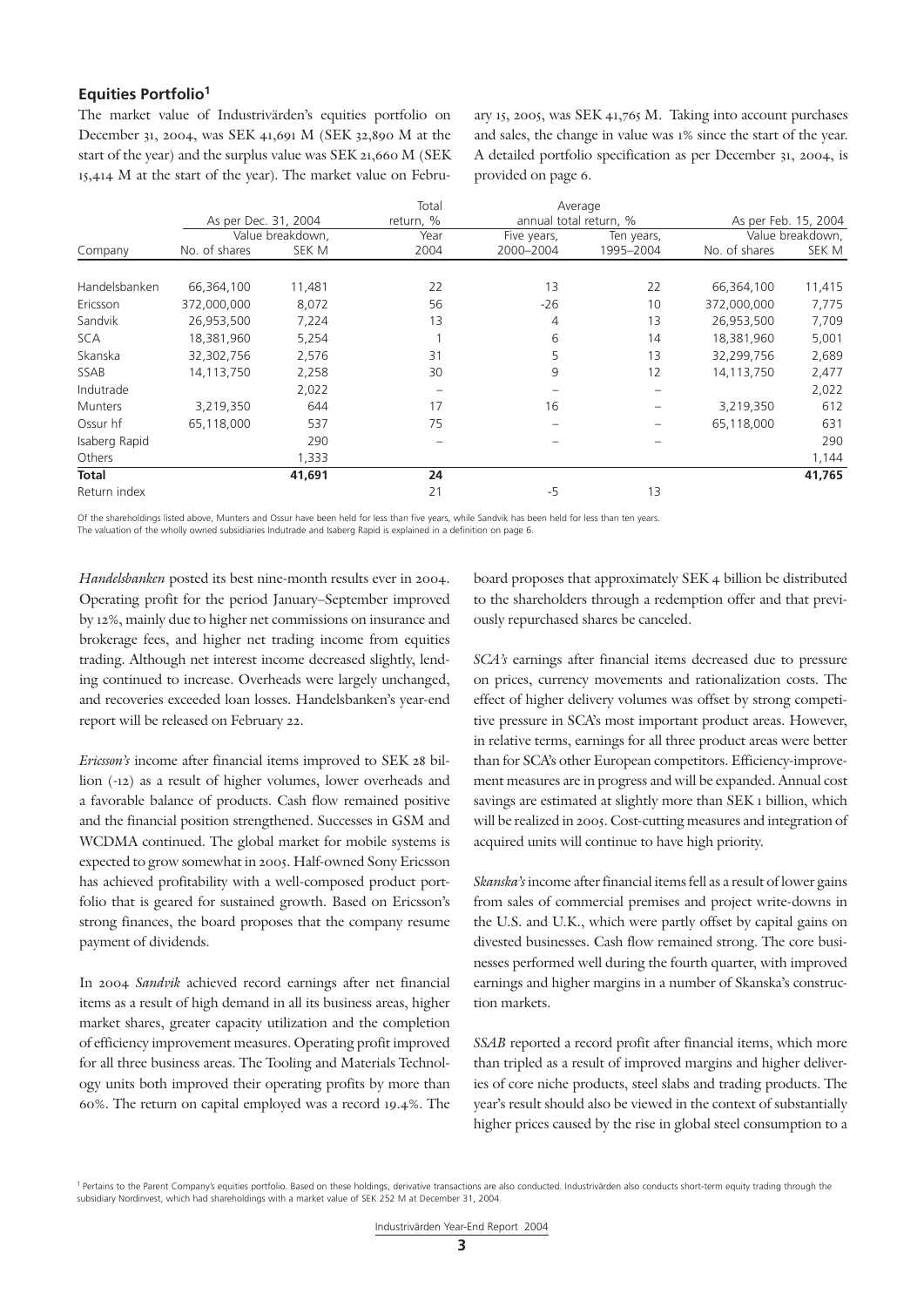## Equities Portfolio[1]

The market value of Industrivärden's equities portfolio on December 31, 2004, was SEK 41,691 M (SEK 32,890 M at the start of the year) and the surplus value was SEK 21,660 M (SEK 15,414 M at the start of the year). The market value on February 15, 2005, was SEK 41,765 M. Taking into account purchases and sales, the change in value was 1% since the start of the year. A detailed portfolio specification as per December 31, 2004, is provided on page 6.

| Company | As per Dec. 31, 2004 | | Total return, % | Average annual total return, % | | As per Feb. 15, 2004 | |
|---|---|---|---|---|---|---|---|
| | No. of shares | Value breakdown, SEK M | Year 2004 | Five years, 2000–2004 | Ten years, 1995–2004 | No. of shares | Value breakdown, SEK M |
| Handelsbanken | 66,364,100 | 11,481 | 22 | 13 | 22 | 66,364,100 | 11,415 |
| Ericsson | 372,000,000 | 8,072 | 56 | -26 | 10 | 372,000,000 | 7,775 |
| Sandvik | 26,953,500 | 7,224 | 13 | 4 | 13 | 26,953,500 | 7,709 |
| SCA | 18,381,960 | 5,254 | 1 | 6 | 14 | 18,381,960 | 5,001 |
| Skanska | 32,302,756 | 2,576 | 31 | 5 | 13 | 32,299,756 | 2,689 |
| SSAB | 14,113,750 | 2,258 | 30 | 9 | 12 | 14,113,750 | 2,477 |
| Indutrade | | 2,022 | – | – | – | | 2,022 |
| Munters | 3,219,350 | 644 | 17 | 16 | – | 3,219,350 | 612 |
| Ossur hf | 65,118,000 | 537 | 75 | – | – | 65,118,000 | 631 |
| Isaberg Rapid | | 290 | – | – | – | | 290 |
| Others | | 1,333 | | | | | 1,144 |
| **Total** | | **41,691** | **24** | | | | **41,765** |
| Return index | | | 21 | -5 | 13 | | |

Of the shareholdings listed above, Munters and Ossur have been held for less than five years, while Sandvik has been held for less than ten years.
The valuation of the wholly owned subsidiaries Indutrade and Isaberg Rapid is explained in a definition on page 6.

*Handelsbanken* posted its best nine-month results ever in 2004. Operating profit for the period January–September improved by 12%, mainly due to higher net commissions on insurance and brokerage fees, and higher net trading income from equities trading. Although net interest income decreased slightly, lending continued to increase. Overheads were largely unchanged, and recoveries exceeded loan losses. Handelsbanken's year-end report will be released on February 22.

*Ericsson's* income after financial items improved to SEK 28 billion (-12) as a result of higher volumes, lower overheads and a favorable balance of products. Cash flow remained positive and the financial position strengthened. Successes in GSM and WCDMA continued. The global market for mobile systems is expected to grow somewhat in 2005. Half-owned Sony Ericsson has achieved profitability with a well-composed product portfolio that is geared for sustained growth. Based on Ericsson's strong finances, the board proposes that the company resume payment of dividends.

In 2004 *Sandvik* achieved record earnings after net financial items as a result of high demand in all its business areas, higher market shares, greater capacity utilization and the completion of efficiency improvement measures. Operating profit improved for all three business areas. The Tooling and Materials Technology units both improved their operating profits by more than 60%. The return on capital employed was a record 19.4%. The board proposes that approximately SEK 4 billion be distributed to the shareholders through a redemption offer and that previously repurchased shares be canceled.

*SCA's* earnings after financial items decreased due to pressure on prices, currency movements and rationalization costs. The effect of higher delivery volumes was offset by strong competitive pressure in SCA's most important product areas. However, in relative terms, earnings for all three product areas were better than for SCA's other European competitors. Efficiency-improvement measures are in progress and will be expanded. Annual cost savings are estimated at slightly more than SEK 1 billion, which will be realized in 2005. Cost-cutting measures and integration of acquired units will continue to have high priority.

*Skanska's* income after financial items fell as a result of lower gains from sales of commercial premises and project write-downs in the U.S. and U.K., which were partly offset by capital gains on divested businesses. Cash flow remained strong. The core businesses performed well during the fourth quarter, with improved earnings and higher margins in a number of Skanska's construction markets.

*SSAB* reported a record profit after financial items, which more than tripled as a result of improved margins and higher deliveries of core niche products, steel slabs and trading products. The year's result should also be viewed in the context of substantially higher prices caused by the rise in global steel consumption to a

[1] Pertains to the Parent Company's equities portfolio. Based on these holdings, derivative transactions are also conducted. Industrivärden also conducts short-term equity trading through the subsidiary Nordinvest, which had shareholdings with a market value of SEK 252 M at December 31, 2004.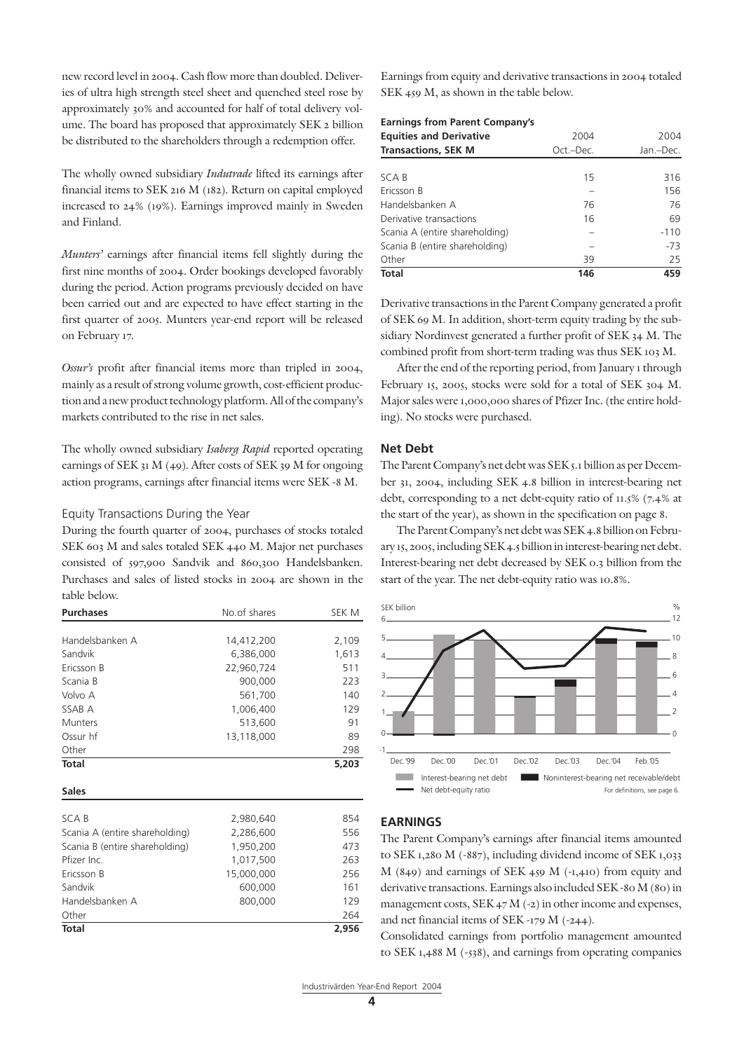new record level in 2004. Cash flow more than doubled. Deliveries of ultra high strength steel sheet and quenched steel rose by approximately 30% and accounted for half of total delivery volume. The board has proposed that approximately SEK 2 billion be distributed to the shareholders through a redemption offer.

The wholly owned subsidiary *Indutrade* lifted its earnings after financial items to SEK 216 M (182). Return on capital employed increased to 24% (19%). Earnings improved mainly in Sweden and Finland.

*Munters'* earnings after financial items fell slightly during the first nine months of 2004. Order bookings developed favorably during the period. Action programs previously decided on have been carried out and are expected to have effect starting in the first quarter of 2005. Munters year-end report will be released on February 17.

*Ossur's* profit after financial items more than tripled in 2004, mainly as a result of strong volume growth, cost-efficient production and a new product technology platform. All of the company's markets contributed to the rise in net sales.

The wholly owned subsidiary *Isaberg Rapid* reported operating earnings of SEK 31 M (49). After costs of SEK 39 M for ongoing action programs, earnings after financial items were SEK -8 M.

### Equity Transactions During the Year

During the fourth quarter of 2004, purchases of stocks totaled SEK 603 M and sales totaled SEK 440 M. Major net purchases consisted of 597,900 Sandvik and 860,300 Handelsbanken. Purchases and sales of listed stocks in 2004 are shown in the table below.

| Purchases | No.of shares | SEK M |
|---|---|---|
| Handelsbanken A | 14,412,200 | 2,109 |
| Sandvik | 6,386,000 | 1,613 |
| Ericsson B | 22,960,724 | 511 |
| Scania B | 900,000 | 223 |
| Volvo A | 561,700 | 140 |
| SSAB A | 1,006,400 | 129 |
| Munters | 513,600 | 91 |
| Ossur hf | 13,118,000 | 89 |
| Other | | 298 |
| **Total** | | **5,203** |

| Sales | No.of shares | SEK M |
|---|---|---|
| SCA B | 2,980,640 | 854 |
| Scania A (entire shareholding) | 2,286,600 | 556 |
| Scania B (entire shareholding) | 1,950,200 | 473 |
| Pfizer Inc. | 1,017,500 | 263 |
| Ericsson B | 15,000,000 | 256 |
| Sandvik | 600,000 | 161 |
| Handelsbanken A | 800,000 | 129 |
| Other | | 264 |
| **Total** | | **2,956** |

Earnings from equity and derivative transactions in 2004 totaled SEK 459 M, as shown in the table below.

| Earnings from Parent Company's Equities and Derivative Transactions, SEK M | 2004 Oct.–Dec. | 2004 Jan.–Dec. |
|---|---|---|
| SCA B | 15 | 316 |
| Ericsson B | – | 156 |
| Handelsbanken A | 76 | 76 |
| Derivative transactions | 16 | 69 |
| Scania A (entire shareholding) | – | -110 |
| Scania B (entire shareholding) | – | -73 |
| Other | 39 | 25 |
| **Total** | **146** | **459** |

Derivative transactions in the Parent Company generated a profit of SEK 69 M. In addition, short-term equity trading by the subsidiary Nordinvest generated a further profit of SEK 34 M. The combined profit from short-term trading was thus SEK 103 M.

After the end of the reporting period, from January 1 through February 15, 2005, stocks were sold for a total of SEK 304 M. Major sales were 1,000,000 shares of Pfizer Inc. (the entire holding). No stocks were purchased.

### Net Debt

The Parent Company's net debt was SEK 5.1 billion as per December 31, 2004, including SEK 4.8 billion in interest-bearing net debt, corresponding to a net debt-equity ratio of 11.5% (7.4% at the start of the year), as shown in the specification on page 8.

The Parent Company's net debt was SEK 4.8 billion on February 15, 2005, including SEK 4.5 billion in interest-bearing net debt. Interest-bearing net debt decreased by SEK 0.3 billion from the start of the year. The net debt-equity ratio was 10.8%.

SEK billion / %

Dec.'99 – Dec.'00 – Dec.'01 – Dec.'02 – Dec.'03 – Dec.'04 – Feb.'05

Interest-bearing net debt | Noninterest-bearing net receivable/debt | Net debt-equity ratio

For definitions, see page 6.

## EARNINGS

The Parent Company's earnings after financial items amounted to SEK 1,280 M (-887), including dividend income of SEK 1,033 M (849) and earnings of SEK 459 M (-1,410) from equity and derivative transactions. Earnings also included SEK -80 M (80) in management costs, SEK 47 M (-2) in other income and expenses, and net financial items of SEK -179 M (-244).

Consolidated earnings from portfolio management amounted to SEK 1,488 M (-538), and earnings from operating companies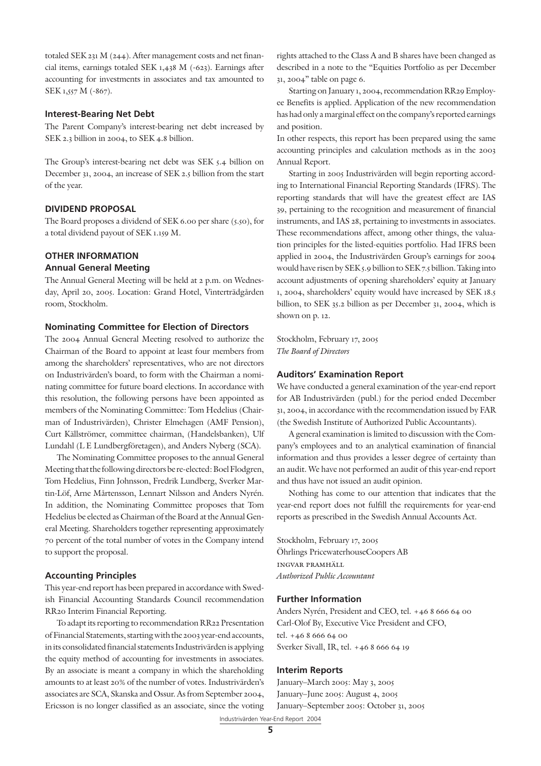totaled SEK 231 M (244). After management costs and net financial items, earnings totaled SEK 1,438 M (-623). Earnings after accounting for investments in associates and tax amounted to SEK 1,557 M (-867).

### Interest-Bearing Net Debt

The Parent Company's interest-bearing net debt increased by SEK 2.3 billion in 2004, to SEK 4.8 billion.

The Group's interest-bearing net debt was SEK 5.4 billion on December 31, 2004, an increase of SEK 2.5 billion from the start of the year.

### DIVIDEND PROPOSAL

The Board proposes a dividend of SEK 6.00 per share (5.50), for a total dividend payout of SEK 1.159 M.

### OTHER INFORMATION

### Annual General Meeting

The Annual General Meeting will be held at 2 p.m. on Wednesday, April 20, 2005. Location: Grand Hotel, Vinterträdgården room, Stockholm.

### Nominating Committee for Election of Directors

The 2004 Annual General Meeting resolved to authorize the Chairman of the Board to appoint at least four members from among the shareholders' representatives, who are not directors on Industrivärden's board, to form with the Chairman a nominating committee for future board elections. In accordance with this resolution, the following persons have been appointed as members of the Nominating Committee: Tom Hedelius (Chairman of Industrivärden), Christer Elmehagen (AMF Pension), Curt Källströmer, committee chairman, (Handelsbanken), Ulf Lundahl (L E Lundbergföretagen), and Anders Nyberg (SCA).

The Nominating Committee proposes to the annual General Meeting that the following directors be re-elected: Boel Flodgren, Tom Hedelius, Finn Johnsson, Fredrik Lundberg, Sverker Martin-Löf, Arne Mårtensson, Lennart Nilsson and Anders Nyrén. In addition, the Nominating Committee proposes that Tom Hedelius be elected as Chairman of the Board at the Annual General Meeting. Shareholders together representing approximately 70 percent of the total number of votes in the Company intend to support the proposal.

### Accounting Principles

This year-end report has been prepared in accordance with Swedish Financial Accounting Standards Council recommendation RR20 Interim Financial Reporting.

To adapt its reporting to recommendation RR22 Presentation of Financial Statements, starting with the 2003 year-end accounts, in its consolidated financial statements Industrivärden is applying the equity method of accounting for investments in associates. By an associate is meant a company in which the shareholding amounts to at least 20% of the number of votes. Industrivärden's associates are SCA, Skanska and Ossur. As from September 2004, Ericsson is no longer classified as an associate, since the voting rights attached to the Class A and B shares have been changed as described in a note to the "Equities Portfolio as per December 31, 2004" table on page 6.

Starting on January 1, 2004, recommendation RR29 Employee Benefits is applied. Application of the new recommendation has had only a marginal effect on the company's reported earnings and position.

In other respects, this report has been prepared using the same accounting principles and calculation methods as in the 2003 Annual Report.

Starting in 2005 Industrivärden will begin reporting according to International Financial Reporting Standards (IFRS). The reporting standards that will have the greatest effect are IAS 39, pertaining to the recognition and measurement of financial instruments, and IAS 28, pertaining to investments in associates. These recommendations affect, among other things, the valuation principles for the listed-equities portfolio. Had IFRS been applied in 2004, the Industrivärden Group's earnings for 2004 would have risen by SEK 5.9 billion to SEK 7.5 billion. Taking into account adjustments of opening shareholders' equity at January 1, 2004, shareholders' equity would have increased by SEK 18.5 billion, to SEK 35.2 billion as per December 31, 2004, which is shown on p. 12.

Stockholm, February 17, 2005
*The Board of Directors*

### Auditors' Examination Report

We have conducted a general examination of the year-end report for AB Industrivärden (publ.) for the period ended December 31, 2004, in accordance with the recommendation issued by FAR (the Swedish Institute of Authorized Public Accountants).

A general examination is limited to discussion with the Company's employees and to an analytical examination of financial information and thus provides a lesser degree of certainty than an audit. We have not performed an audit of this year-end report and thus have not issued an audit opinion.

Nothing has come to our attention that indicates that the year-end report does not fulfill the requirements for year-end reports as prescribed in the Swedish Annual Accounts Act.

Stockholm, February 17, 2005
Öhrlings PricewaterhouseCoopers AB
INGVAR PRAMHÄLL
*Authorized Public Accountant*

### Further Information

Anders Nyrén, President and CEO, tel. +46 8 666 64 00
Carl-Olof By, Executive Vice President and CFO,
tel. +46 8 666 64 00
Sverker Sivall, IR, tel. +46 8 666 64 19

### Interim Reports

January–March 2005: May 3, 2005
January–June 2005: August 4, 2005
January–September 2005: October 31, 2005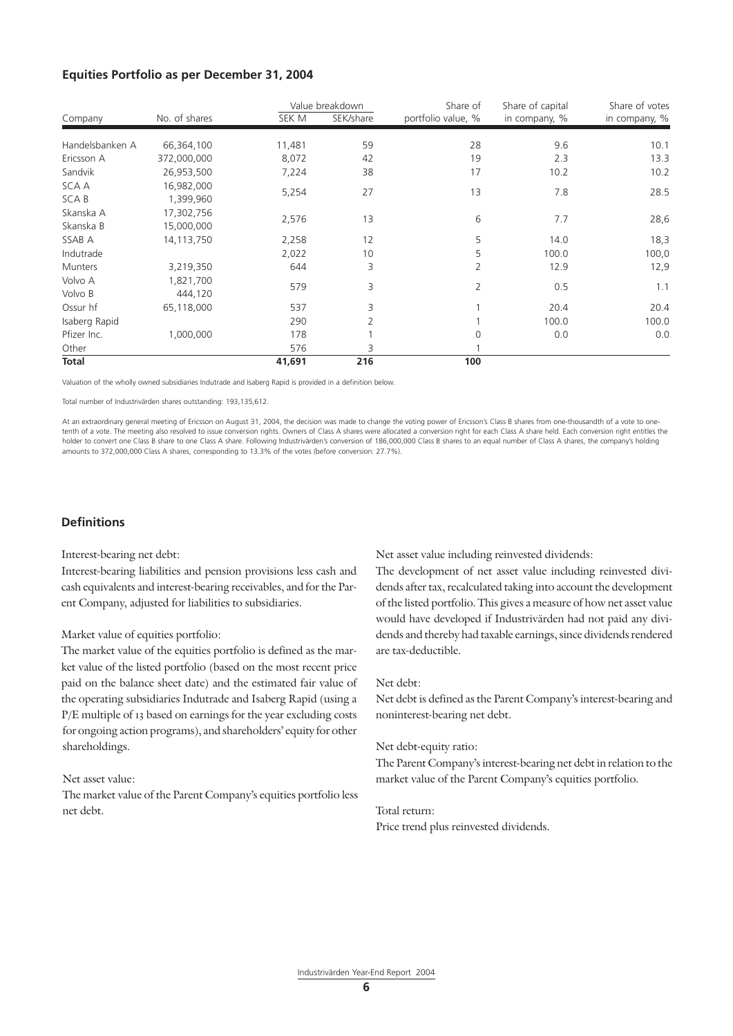## Equities Portfolio as per December 31, 2004

| Company | No. of shares | Value breakdown | | Share of portfolio value, % | Share of capital in company, % | Share of votes in company, % |
|---|---|---|---|---|---|---|
| | | SEK M | SEK/share | | | |
| Handelsbanken A | 66,364,100 | 11,481 | 59 | 28 | 9.6 | 10.1 |
| Ericsson A | 372,000,000 | 8,072 | 42 | 19 | 2.3 | 13.3 |
| Sandvik | 26,953,500 | 7,224 | 38 | 17 | 10.2 | 10.2 |
| SCA A | 16,982,000 | 5,254 | 27 | 13 | 7.8 | 28.5 |
| SCA B | 1,399,960 | | | | | |
| Skanska A | 17,302,756 | 2,576 | 13 | 6 | 7.7 | 28,6 |
| Skanska B | 15,000,000 | | | | | |
| SSAB A | 14,113,750 | 2,258 | 12 | 5 | 14.0 | 18,3 |
| Indutrade | | 2,022 | 10 | 5 | 100.0 | 100,0 |
| Munters | 3,219,350 | 644 | 3 | 2 | 12.9 | 12,9 |
| Volvo A | 1,821,700 | 579 | 3 | 2 | 0.5 | 1.1 |
| Volvo B | 444,120 | | | | | |
| Ossur hf | 65,118,000 | 537 | 3 | 1 | 20.4 | 20.4 |
| Isaberg Rapid | | 290 | 2 | 1 | 100.0 | 100.0 |
| Pfizer Inc. | 1,000,000 | 178 | 1 | 0 | 0.0 | 0.0 |
| Other | | 576 | 3 | 1 | | |
| **Total** | | **41,691** | **216** | **100** | | |

Valuation of the wholly owned subsidiaries Indutrade and Isaberg Rapid is provided in a definition below.

Total number of Industrivärden shares outstanding: 193,135,612.

At an extraordinary general meeting of Ericsson on August 31, 2004, the decision was made to change the voting power of Ericsson's Class B shares from one-thousandth of a vote to one-tenth of a vote. The meeting also resolved to issue conversion rights. Owners of Class A shares were allocated a conversion right for each Class A share held. Each conversion right entitles the holder to convert one Class B share to one Class A share. Following Industrivärden's conversion of 186,000,000 Class B shares to an equal number of Class A shares, the company's holding amounts to 372,000,000 Class A shares, corresponding to 13.3% of the votes (before conversion: 27.7%).

## Definitions

Interest-bearing net debt:
Interest-bearing liabilities and pension provisions less cash and cash equivalents and interest-bearing receivables, and for the Parent Company, adjusted for liabilities to subsidiaries.

Market value of equities portfolio:
The market value of the equities portfolio is defined as the market value of the listed portfolio (based on the most recent price paid on the balance sheet date) and the estimated fair value of the operating subsidiaries Indutrade and Isaberg Rapid (using a P/E multiple of 13 based on earnings for the year excluding costs for ongoing action programs), and shareholders' equity for other shareholdings.

Net asset value:
The market value of the Parent Company's equities portfolio less net debt.

Net asset value including reinvested dividends:
The development of net asset value including reinvested dividends after tax, recalculated taking into account the development of the listed portfolio. This gives a measure of how net asset value would have developed if Industrivärden had not paid any dividends and thereby had taxable earnings, since dividends rendered are tax-deductible.

Net debt:
Net debt is defined as the Parent Company's interest-bearing and noninterest-bearing net debt.

Net debt-equity ratio:
The Parent Company's interest-bearing net debt in relation to the market value of the Parent Company's equities portfolio.

Total return:
Price trend plus reinvested dividends.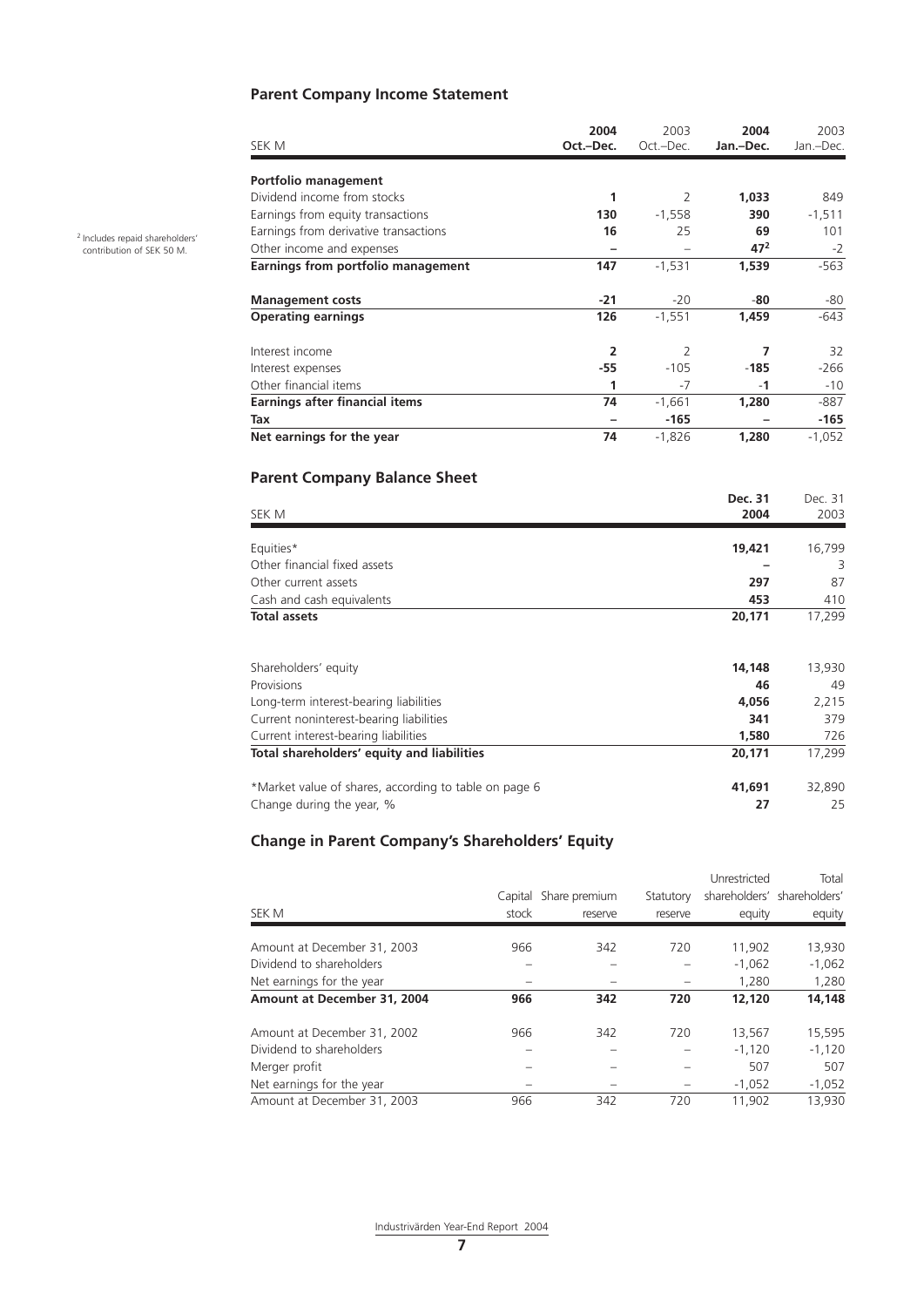## Parent Company Income Statement

| SEK M | 2004 Oct.–Dec. | 2003 Oct.–Dec. | 2004 Jan.–Dec. | 2003 Jan.–Dec. |
|---|---|---|---|---|
| **Portfolio management** | | | | |
| Dividend income from stocks | **1** | 2 | **1,033** | 849 |
| Earnings from equity transactions | **130** | -1,558 | **390** | -1,511 |
| Earnings from derivative transactions | **16** | 25 | **69** | 101 |
| Other income and expenses | **–** | – | **47**[2] | -2 |
| **Earnings from portfolio management** | **147** | -1,531 | **1,539** | -563 |
| **Management costs** | **-21** | -20 | **-80** | -80 |
| **Operating earnings** | **126** | -1,551 | **1,459** | -643 |
| Interest income | **2** | 2 | **7** | 32 |
| Interest expenses | **-55** | -105 | **-185** | -266 |
| Other financial items | **1** | -7 | **-1** | -10 |
| **Earnings after financial items** | **74** | -1,661 | **1,280** | -887 |
| **Tax** | **–** | **-165** | **–** | **-165** |
| **Net earnings for the year** | **74** | -1,826 | **1,280** | -1,052 |

[2] Includes repaid shareholders' contribution of SEK 50 M.

## Parent Company Balance Sheet

| SEK M | Dec. 31 2004 | Dec. 31 2003 |
|---|---|---|
| Equities* | **19,421** | 16,799 |
| Other financial fixed assets | **–** | 3 |
| Other current assets | **297** | 87 |
| Cash and cash equivalents | **453** | 410 |
| **Total assets** | **20,171** | 17,299 |
| | | |
| Shareholders' equity | **14,148** | 13,930 |
| Provisions | **46** | 49 |
| Long-term interest-bearing liabilities | **4,056** | 2,215 |
| Current noninterest-bearing liabilities | **341** | 379 |
| Current interest-bearing liabilities | **1,580** | 726 |
| **Total shareholders' equity and liabilities** | **20,171** | 17,299 |
| | | |
| *Market value of shares, according to table on page 6 | **41,691** | 32,890 |
| Change during the year, % | **27** | 25 |

## Change in Parent Company's Shareholders' Equity

| SEK M | Capital stock | Share premium reserve | Statutory reserve | Unrestricted shareholders' equity | Total shareholders' equity |
|---|---|---|---|---|---|
| Amount at December 31, 2003 | 966 | 342 | 720 | 11,902 | 13,930 |
| Dividend to shareholders | – | – | – | -1,062 | -1,062 |
| Net earnings for the year | – | – | – | 1,280 | 1,280 |
| **Amount at December 31, 2004** | **966** | **342** | **720** | **12,120** | **14,148** |
| | | | | | |
| Amount at December 31, 2002 | 966 | 342 | 720 | 13,567 | 15,595 |
| Dividend to shareholders | – | – | – | -1,120 | -1,120 |
| Merger profit | – | – | – | 507 | 507 |
| Net earnings for the year | – | – | – | -1,052 | -1,052 |
| Amount at December 31, 2003 | 966 | 342 | 720 | 11,902 | 13,930 |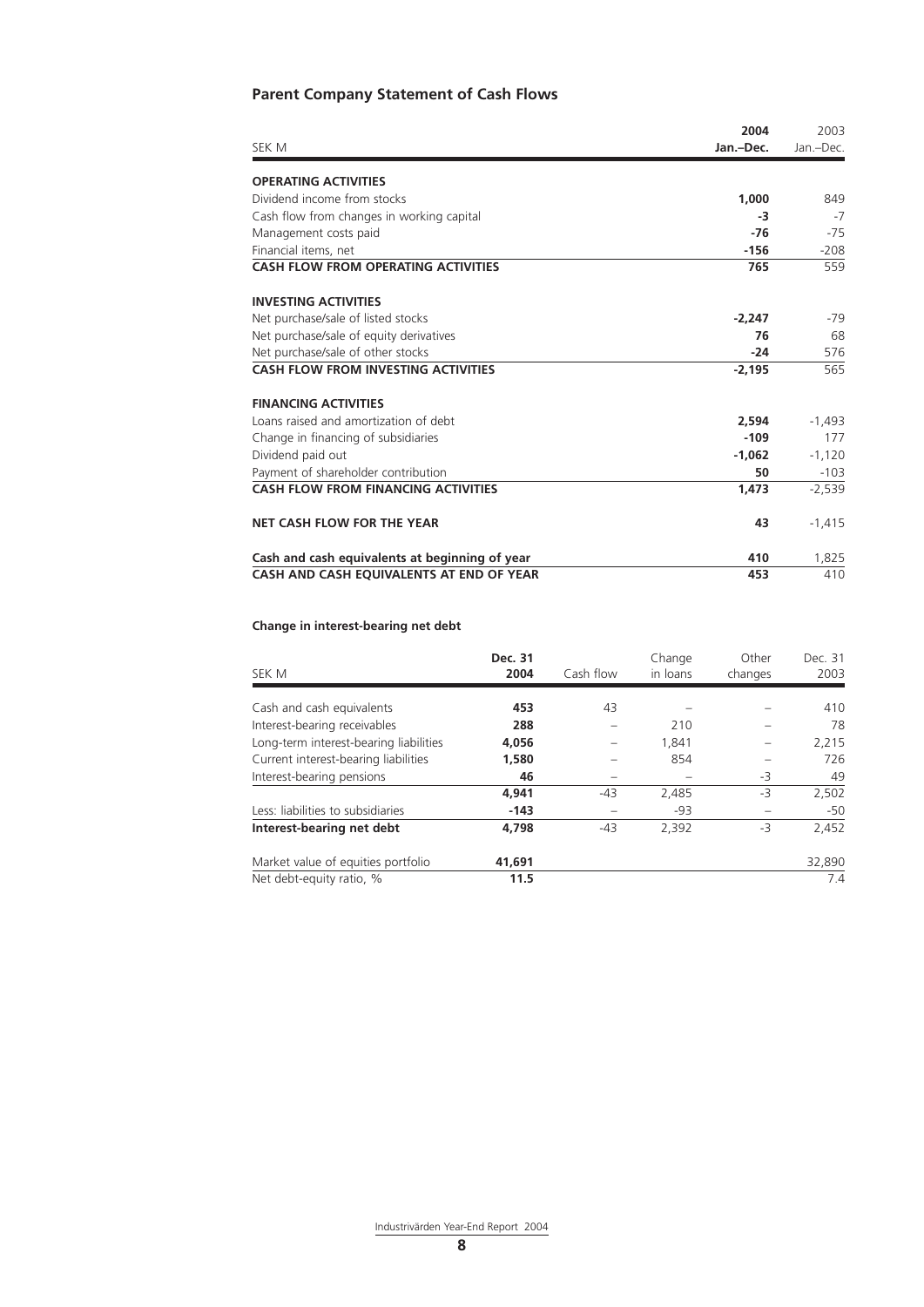## Parent Company Statement of Cash Flows

| SEK M | 2004 Jan.–Dec. | 2003 Jan.–Dec. |
|---|---|---|
| **OPERATING ACTIVITIES** | | |
| Dividend income from stocks | **1,000** | 849 |
| Cash flow from changes in working capital | **-3** | -7 |
| Management costs paid | **-76** | -75 |
| Financial items, net | **-156** | -208 |
| **CASH FLOW FROM OPERATING ACTIVITIES** | **765** | 559 |
| **INVESTING ACTIVITIES** | | |
| Net purchase/sale of listed stocks | **-2,247** | -79 |
| Net purchase/sale of equity derivatives | **76** | 68 |
| Net purchase/sale of other stocks | **-24** | 576 |
| **CASH FLOW FROM INVESTING ACTIVITIES** | **-2,195** | 565 |
| **FINANCING ACTIVITIES** | | |
| Loans raised and amortization of debt | **2,594** | -1,493 |
| Change in financing of subsidiaries | **-109** | 177 |
| Dividend paid out | **-1,062** | -1,120 |
| Payment of shareholder contribution | **50** | -103 |
| **CASH FLOW FROM FINANCING ACTIVITIES** | **1,473** | -2,539 |
| **NET CASH FLOW FOR THE YEAR** | **43** | -1,415 |
| **Cash and cash equivalents at beginning of year** | **410** | 1,825 |
| **CASH AND CASH EQUIVALENTS AT END OF YEAR** | **453** | 410 |

### Change in interest-bearing net debt

| SEK M | Dec. 31 2004 | Cash flow | Change in loans | Other changes | Dec. 31 2003 |
|---|---|---|---|---|---|
| Cash and cash equivalents | **453** | 43 | – | – | 410 |
| Interest-bearing receivables | **288** | – | 210 | – | 78 |
| Long-term interest-bearing liabilities | **4,056** | – | 1,841 | – | 2,215 |
| Current interest-bearing liabilities | **1,580** | – | 854 | – | 726 |
| Interest-bearing pensions | **46** | – | – | -3 | 49 |
| | **4,941** | -43 | 2,485 | -3 | 2,502 |
| Less: liabilities to subsidiaries | **-143** | – | -93 | – | -50 |
| **Interest-bearing net debt** | **4,798** | -43 | 2,392 | -3 | 2,452 |
| Market value of equities portfolio | **41,691** | | | | 32,890 |
| Net debt-equity ratio, % | **11.5** | | | | 7.4 |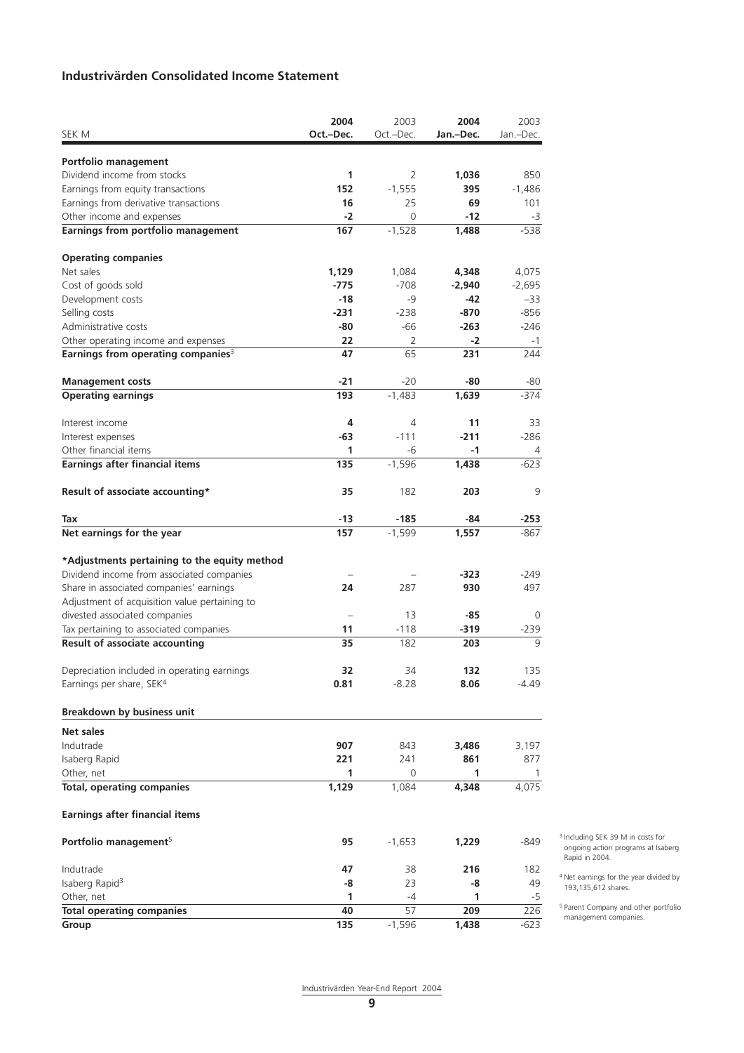## Industrivärden Consolidated Income Statement

| SEK M | 2004 Oct.–Dec. | 2003 Oct.–Dec. | 2004 Jan.–Dec. | 2003 Jan.–Dec. |
|---|---|---|---|---|
| **Portfolio management** | | | | |
| Dividend income from stocks | **1** | 2 | **1,036** | 850 |
| Earnings from equity transactions | **152** | -1,555 | **395** | -1,486 |
| Earnings from derivative transactions | **16** | 25 | **69** | 101 |
| Other income and expenses | **-2** | 0 | **-12** | -3 |
| **Earnings from portfolio management** | **167** | -1,528 | **1,488** | -538 |
| **Operating companies** | | | | |
| Net sales | **1,129** | 1,084 | **4,348** | 4,075 |
| Cost of goods sold | **-775** | -708 | **-2,940** | -2,695 |
| Development costs | **-18** | -9 | **-42** | –33 |
| Selling costs | **-231** | -238 | **-870** | -856 |
| Administrative costs | **-80** | -66 | **-263** | -246 |
| Other operating income and expenses | **22** | 2 | **-2** | -1 |
| **Earnings from operating companies[3]** | **47** | 65 | **231** | 244 |
| **Management costs** | **-21** | -20 | **-80** | -80 |
| **Operating earnings** | **193** | -1,483 | **1,639** | -374 |
| Interest income | **4** | 4 | **11** | 33 |
| Interest expenses | **-63** | -111 | **-211** | -286 |
| Other financial items | **1** | -6 | **-1** | 4 |
| **Earnings after financial items** | **135** | -1,596 | **1,438** | -623 |
| **Result of associate accounting*** | **35** | 182 | **203** | 9 |
| **Tax** | **-13** | **-185** | **-84** | **-253** |
| **Net earnings for the year** | **157** | -1,599 | **1,557** | -867 |
| ***Adjustments pertaining to the equity method** | | | | |
| Dividend income from associated companies | – | – | **-323** | -249 |
| Share in associated companies' earnings | **24** | 287 | **930** | 497 |
| Adjustment of acquisition value pertaining to divested associated companies | – | 13 | **-85** | 0 |
| Tax pertaining to associated companies | **11** | -118 | **-319** | -239 |
| **Result of associate accounting** | **35** | 182 | **203** | 9 |
| Depreciation included in operating earnings | **32** | 34 | **132** | 135 |
| Earnings per share, SEK[4] | **0.81** | -8.28 | **8.06** | -4.49 |
| **Breakdown by business unit** | | | | |
| **Net sales** | | | | |
| Indutrade | **907** | 843 | **3,486** | 3,197 |
| Isaberg Rapid | **221** | 241 | **861** | 877 |
| Other, net | **1** | 0 | **1** | 1 |
| **Total, operating companies** | **1,129** | 1,084 | **4,348** | 4,075 |
| **Earnings after financial items** | | | | |
| **Portfolio management[5]** | **95** | -1,653 | **1,229** | -849 |
| Indutrade | **47** | 38 | **216** | 182 |
| Isaberg Rapid[3] | **-8** | 23 | **-8** | 49 |
| Other, net | **1** | -4 | **1** | -5 |
| **Total operating companies** | **40** | 57 | **209** | 226 |
| **Group** | **135** | -1,596 | **1,438** | -623 |

[3] Including SEK 39 M in costs for ongoing action programs at Isaberg Rapid in 2004.

[4] Net earnings for the year divided by 193,135,612 shares.

[5] Parent Company and other portfolio management companies.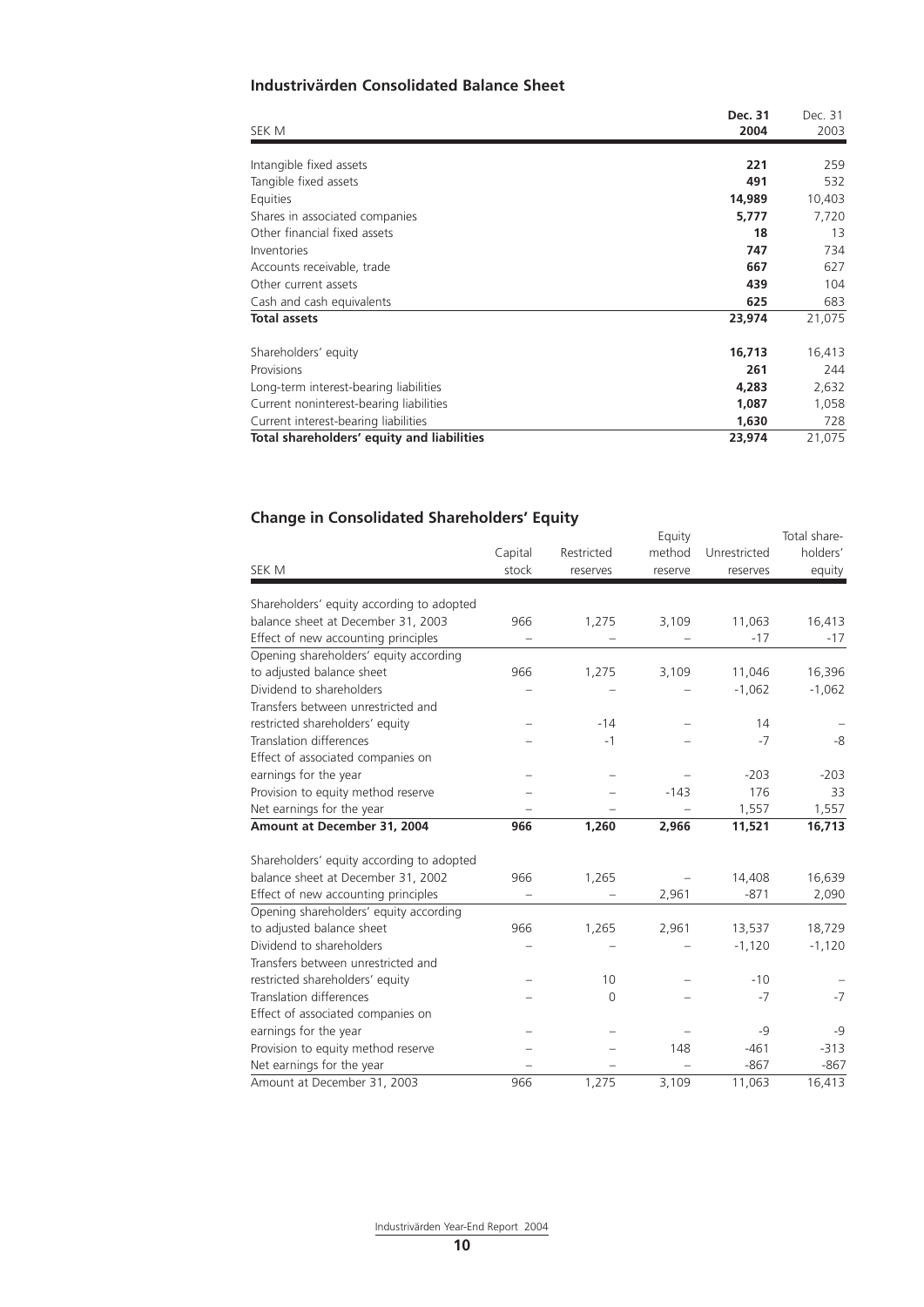## Industrivärden Consolidated Balance Sheet

| SEK M | **Dec. 31 2004** | Dec. 31 2003 |
|---|---|---|
| Intangible fixed assets | **221** | 259 |
| Tangible fixed assets | **491** | 532 |
| Equities | **14,989** | 10,403 |
| Shares in associated companies | **5,777** | 7,720 |
| Other financial fixed assets | **18** | 13 |
| Inventories | **747** | 734 |
| Accounts receivable, trade | **667** | 627 |
| Other current assets | **439** | 104 |
| Cash and cash equivalents | **625** | 683 |
| **Total assets** | **23,974** | 21,075 |
| | | |
| Shareholders' equity | **16,713** | 16,413 |
| Provisions | **261** | 244 |
| Long-term interest-bearing liabilities | **4,283** | 2,632 |
| Current noninterest-bearing liabilities | **1,087** | 1,058 |
| Current interest-bearing liabilities | **1,630** | 728 |
| **Total shareholders' equity and liabilities** | **23,974** | 21,075 |

## Change in Consolidated Shareholders' Equity

| SEK M | Capital stock | Restricted reserves | Equity method reserve | Unrestricted reserves | Total shareholders' equity |
|---|---|---|---|---|---|
| Shareholders' equity according to adopted balance sheet at December 31, 2003 | 966 | 1,275 | 3,109 | 11,063 | 16,413 |
| Effect of new accounting principles | – | – | – | -17 | -17 |
| Opening shareholders' equity according to adjusted balance sheet | 966 | 1,275 | 3,109 | 11,046 | 16,396 |
| Dividend to shareholders | – | – | – | -1,062 | -1,062 |
| Transfers between unrestricted and restricted shareholders' equity | – | -14 | – | 14 | – |
| Translation differences | – | -1 | – | -7 | -8 |
| Effect of associated companies on earnings for the year | – | – | – | -203 | -203 |
| Provision to equity method reserve | – | – | -143 | 176 | 33 |
| Net earnings for the year | – | – | – | 1,557 | 1,557 |
| **Amount at December 31, 2004** | **966** | **1,260** | **2,966** | **11,521** | **16,713** |
| | | | | | |
| Shareholders' equity according to adopted balance sheet at December 31, 2002 | 966 | 1,265 | – | 14,408 | 16,639 |
| Effect of new accounting principles | – | – | 2,961 | -871 | 2,090 |
| Opening shareholders' equity according to adjusted balance sheet | 966 | 1,265 | 2,961 | 13,537 | 18,729 |
| Dividend to shareholders | – | – | – | -1,120 | -1,120 |
| Transfers between unrestricted and restricted shareholders' equity | – | 10 | – | -10 | – |
| Translation differences | – | 0 | – | -7 | -7 |
| Effect of associated companies on earnings for the year | – | – | – | -9 | -9 |
| Provision to equity method reserve | – | – | 148 | -461 | -313 |
| Net earnings for the year | – | – | – | -867 | -867 |
| Amount at December 31, 2003 | 966 | 1,275 | 3,109 | 11,063 | 16,413 |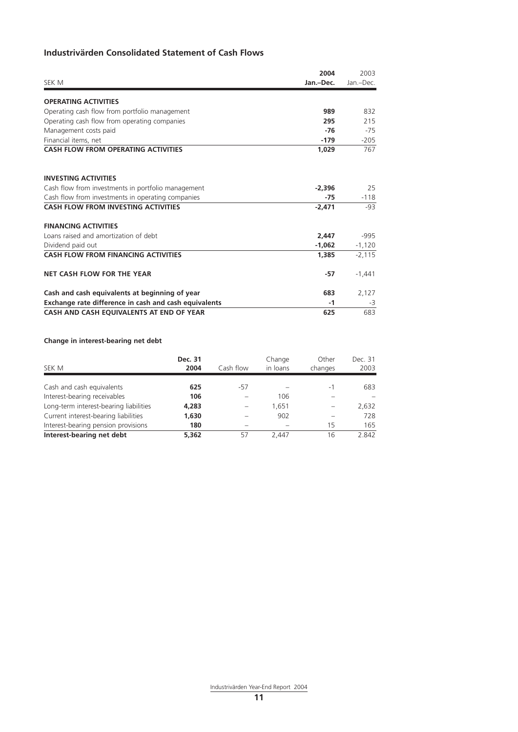## Industrivärden Consolidated Statement of Cash Flows

| SEK M | **2004 Jan.–Dec.** | 2003 Jan.–Dec. |
|---|---|---|
| **OPERATING ACTIVITIES** | | |
| Operating cash flow from portfolio management | **989** | 832 |
| Operating cash flow from operating companies | **295** | 215 |
| Management costs paid | **-76** | -75 |
| Financial items, net | **-179** | -205 |
| **CASH FLOW FROM OPERATING ACTIVITIES** | **1,029** | 767 |
| | | |
| **INVESTING ACTIVITIES** | | |
| Cash flow from investments in portfolio management | **-2,396** | 25 |
| Cash flow from investments in operating companies | **-75** | -118 |
| **CASH FLOW FROM INVESTING ACTIVITIES** | **-2,471** | -93 |
| | | |
| **FINANCING ACTIVITIES** | | |
| Loans raised and amortization of debt | **2,447** | -995 |
| Dividend paid out | **-1,062** | -1,120 |
| **CASH FLOW FROM FINANCING ACTIVITIES** | **1,385** | -2,115 |
| | | |
| **NET CASH FLOW FOR THE YEAR** | **-57** | -1,441 |
| | | |
| **Cash and cash equivalents at beginning of year** | **683** | 2,127 |
| **Exchange rate difference in cash and cash equivalents** | **-1** | -3 |
| **CASH AND CASH EQUIVALENTS AT END OF YEAR** | **625** | 683 |

### Change in interest-bearing net debt

| SEK M | **Dec. 31 2004** | Cash flow | Change in loans | Other changes | Dec. 31 2003 |
|---|---|---|---|---|---|
| Cash and cash equivalents | **625** | -57 | – | -1 | 683 |
| Interest-bearing receivables | **106** | – | 106 | – | – |
| Long-term interest-bearing liabilities | **4,283** | – | 1,651 | – | 2,632 |
| Current interest-bearing liabilities | **1,630** | – | 902 | – | 728 |
| Interest-bearing pension provisions | **180** | – | – | 15 | 165 |
| **Interest-bearing net debt** | **5,362** | 57 | 2,447 | 16 | 2,842 |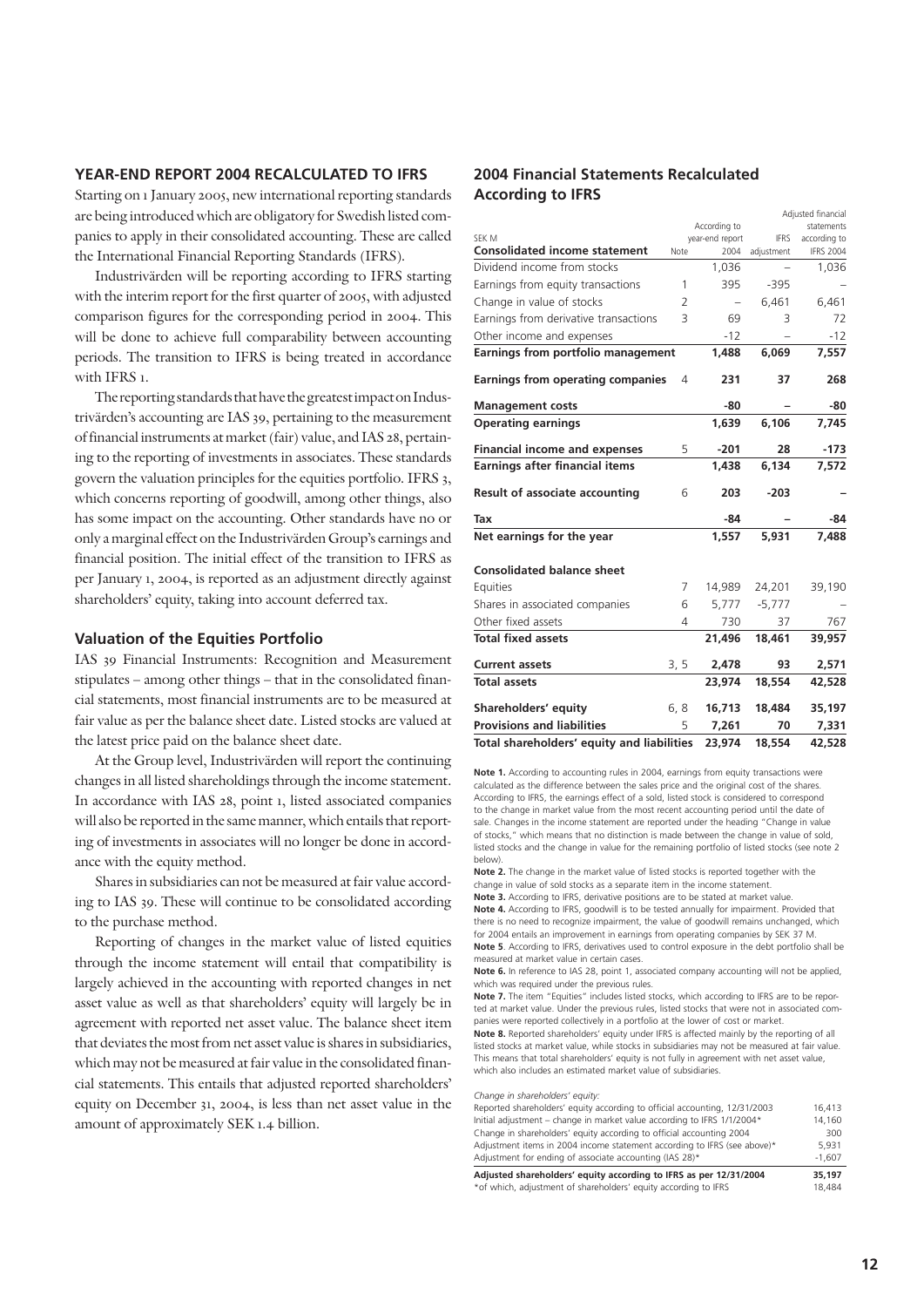## YEAR-END REPORT 2004 RECALCULATED TO IFRS

Starting on 1 January 2005, new international reporting standards are being introduced which are obligatory for Swedish listed companies to apply in their consolidated accounting. These are called the International Financial Reporting Standards (IFRS).

Industrivärden will be reporting according to IFRS starting with the interim report for the first quarter of 2005, with adjusted comparison figures for the corresponding period in 2004. This will be done to achieve full comparability between accounting periods. The transition to IFRS is being treated in accordance with IFRS 1.

The reporting standards that have the greatest impact on Industrivärden's accounting are IAS 39, pertaining to the measurement of financial instruments at market (fair) value, and IAS 28, pertaining to the reporting of investments in associates. These standards govern the valuation principles for the equities portfolio. IFRS 3, which concerns reporting of goodwill, among other things, also has some impact on the accounting. Other standards have no or only a marginal effect on the Industrivärden Group's earnings and financial position. The initial effect of the transition to IFRS as per January 1, 2004, is reported as an adjustment directly against shareholders' equity, taking into account deferred tax.

### Valuation of the Equities Portfolio

IAS 39 Financial Instruments: Recognition and Measurement stipulates – among other things – that in the consolidated financial statements, most financial instruments are to be measured at fair value as per the balance sheet date. Listed stocks are valued at the latest price paid on the balance sheet date.

At the Group level, Industrivärden will report the continuing changes in all listed shareholdings through the income statement. In accordance with IAS 28, point 1, listed associated companies will also be reported in the same manner, which entails that reporting of investments in associates will no longer be done in accordance with the equity method.

Shares in subsidiaries can not be measured at fair value according to IAS 39. These will continue to be consolidated according to the purchase method.

Reporting of changes in the market value of listed equities through the income statement will entail that compatibility is largely achieved in the accounting with reported changes in net asset value as well as that shareholders' equity will largely be in agreement with reported net asset value. The balance sheet item that deviates the most from net asset value is shares in subsidiaries, which may not be measured at fair value in the consolidated financial statements. This entails that adjusted reported shareholders' equity on December 31, 2004, is less than net asset value in the amount of approximately SEK 1.4 billion.

## 2004 Financial Statements Recalculated According to IFRS

| SEK M | Note | According to year-end report 2004 | IFRS adjustment | Adjusted financial statements according to IFRS 2004 |
|---|---|---|---|---|
| **Consolidated income statement** | | | | |
| Dividend income from stocks | | 1,036 | – | 1,036 |
| Earnings from equity transactions | 1 | 395 | -395 | – |
| Change in value of stocks | 2 | – | 6,461 | 6,461 |
| Earnings from derivative transactions | 3 | 69 | 3 | 72 |
| Other income and expenses | | -12 | – | -12 |
| **Earnings from portfolio management** | | **1,488** | **6,069** | **7,557** |
| **Earnings from operating companies** | 4 | **231** | **37** | **268** |
| **Management costs** | | **-80** | **–** | **-80** |
| **Operating earnings** | | **1,639** | **6,106** | **7,745** |
| **Financial income and expenses** | 5 | **-201** | **28** | **-173** |
| **Earnings after financial items** | | **1,438** | **6,134** | **7,572** |
| **Result of associate accounting** | 6 | **203** | **-203** | **–** |
| **Tax** | | **-84** | **–** | **-84** |
| **Net earnings for the year** | | **1,557** | **5,931** | **7,488** |
| **Consolidated balance sheet** | | | | |
| Equities | 7 | 14,989 | 24,201 | 39,190 |
| Shares in associated companies | 6 | 5,777 | -5,777 | – |
| Other fixed assets | 4 | 730 | 37 | 767 |
| **Total fixed assets** | | **21,496** | **18,461** | **39,957** |
| **Current assets** | 3, 5 | **2,478** | **93** | **2,571** |
| **Total assets** | | **23,974** | **18,554** | **42,528** |
| **Shareholders' equity** | 6, 8 | **16,713** | **18,484** | **35,197** |
| **Provisions and liabilities** | 5 | **7,261** | **70** | **7,331** |
| **Total shareholders' equity and liabilities** | | **23,974** | **18,554** | **42,528** |

**Note 1.** According to accounting rules in 2004, earnings from equity transactions were calculated as the difference between the sales price and the original cost of the shares. According to IFRS, the earnings effect of a sold, listed stock is considered to correspond to the change in market value from the most recent accounting period until the date of sale. Changes in the income statement are reported under the heading "Change in value of stocks," which means that no distinction is made between the change in value of sold, listed stocks and the change in value for the remaining portfolio of listed stocks (see note 2 below).

**Note 2.** The change in the market value of listed stocks is reported together with the change in value of sold stocks as a separate item in the income statement.

**Note 3.** According to IFRS, derivative positions are to be stated at market value.

**Note 4.** According to IFRS, goodwill is to be tested annually for impairment. Provided that there is no need to recognize impairment, the value of goodwill remains unchanged, which for 2004 entails an improvement in earnings from operating companies by SEK 37 M.

**Note 5**. According to IFRS, derivatives used to control exposure in the debt portfolio shall be measured at market value in certain cases.

**Note 6.** In reference to IAS 28, point 1, associated company accounting will not be applied, which was required under the previous rules.

**Note 7.** The item "Equities" includes listed stocks, which according to IFRS are to be reported at market value. Under the previous rules, listed stocks that were not in associated companies were reported collectively in a portfolio at the lower of cost or market.

**Note 8.** Reported shareholders' equity under IFRS is affected mainly by the reporting of all listed stocks at market value, while stocks in subsidiaries may not be measured at fair value. This means that total shareholders' equity is not fully in agreement with net asset value, which also includes an estimated market value of subsidiaries.

*Change in shareholders' equity:*

| | |
|---|---|
| Reported shareholders' equity according to official accounting, 12/31/2003 | 16,413 |
| Initial adjustment – change in market value according to IFRS 1/1/2004* | 14,160 |
| Change in shareholders' equity according to official accounting 2004 | 300 |
| Adjustment items in 2004 income statement according to IFRS (see above)* | 5,931 |
| Adjustment for ending of associate accounting (IAS 28)* | -1,607 |
| **Adjusted shareholders' equity according to IFRS as per 12/31/2004** | **35,197** |
| *of which, adjustment of shareholders' equity according to IFRS | 18,484 |